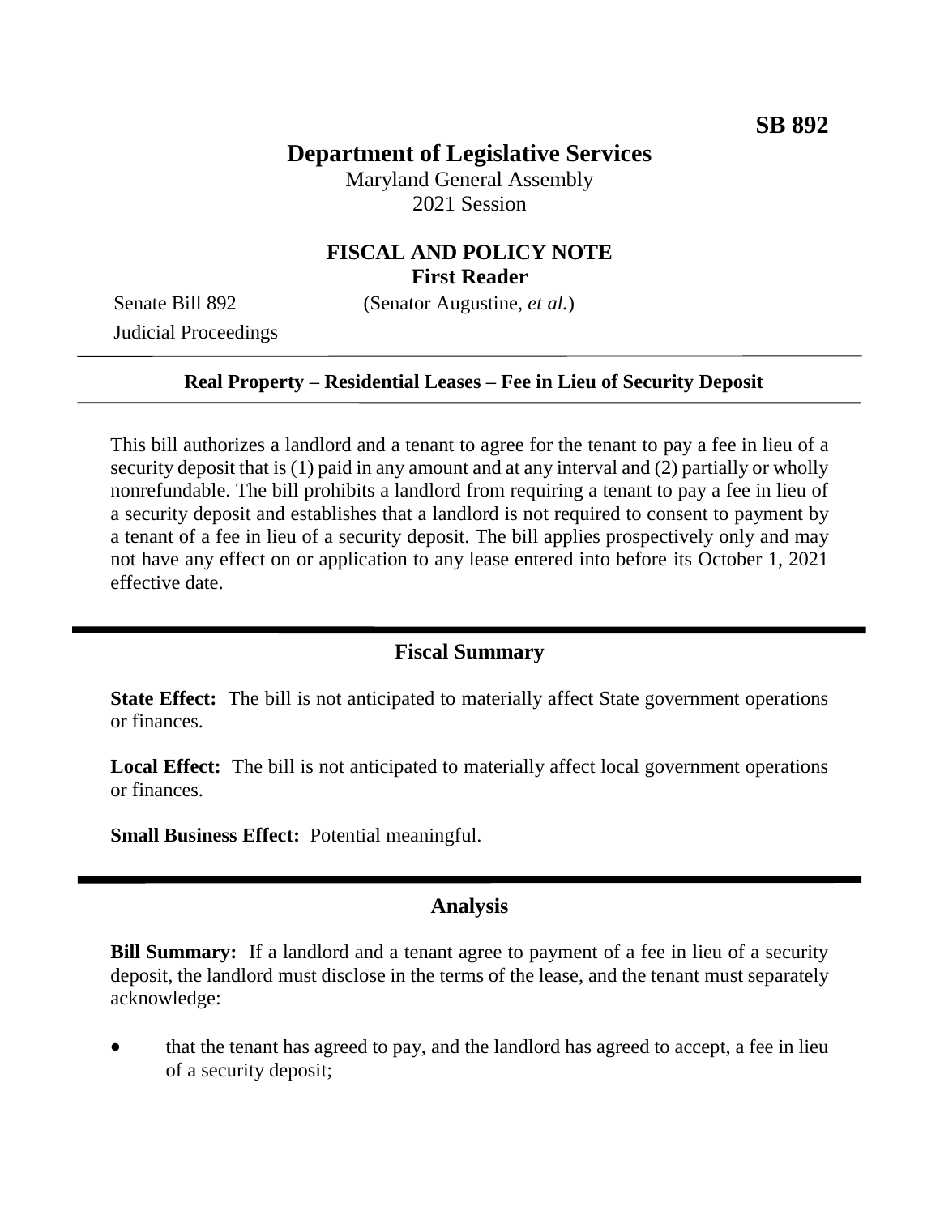**SB 892**

# Department of Legislative Services

Maryland General Assembly
2021 Session

## FISCAL AND POLICY NOTE
**First Reader**

Senate Bill 892 (Senator Augustine, *et al.*)
Judicial Proceedings

---

**Real Property – Residential Leases – Fee in Lieu of Security Deposit**

---

This bill authorizes a landlord and a tenant to agree for the tenant to pay a fee in lieu of a security deposit that is (1) paid in any amount and at any interval and (2) partially or wholly nonrefundable. The bill prohibits a landlord from requiring a tenant to pay a fee in lieu of a security deposit and establishes that a landlord is not required to consent to payment by a tenant of a fee in lieu of a security deposit. The bill applies prospectively only and may not have any effect on or application to any lease entered into before its October 1, 2021 effective date.

---

## Fiscal Summary

**State Effect:** The bill is not anticipated to materially affect State government operations or finances.

**Local Effect:** The bill is not anticipated to materially affect local government operations or finances.

**Small Business Effect:** Potential meaningful.

---

## Analysis

**Bill Summary:** If a landlord and a tenant agree to payment of a fee in lieu of a security deposit, the landlord must disclose in the terms of the lease, and the tenant must separately acknowledge:

- that the tenant has agreed to pay, and the landlord has agreed to accept, a fee in lieu of a security deposit;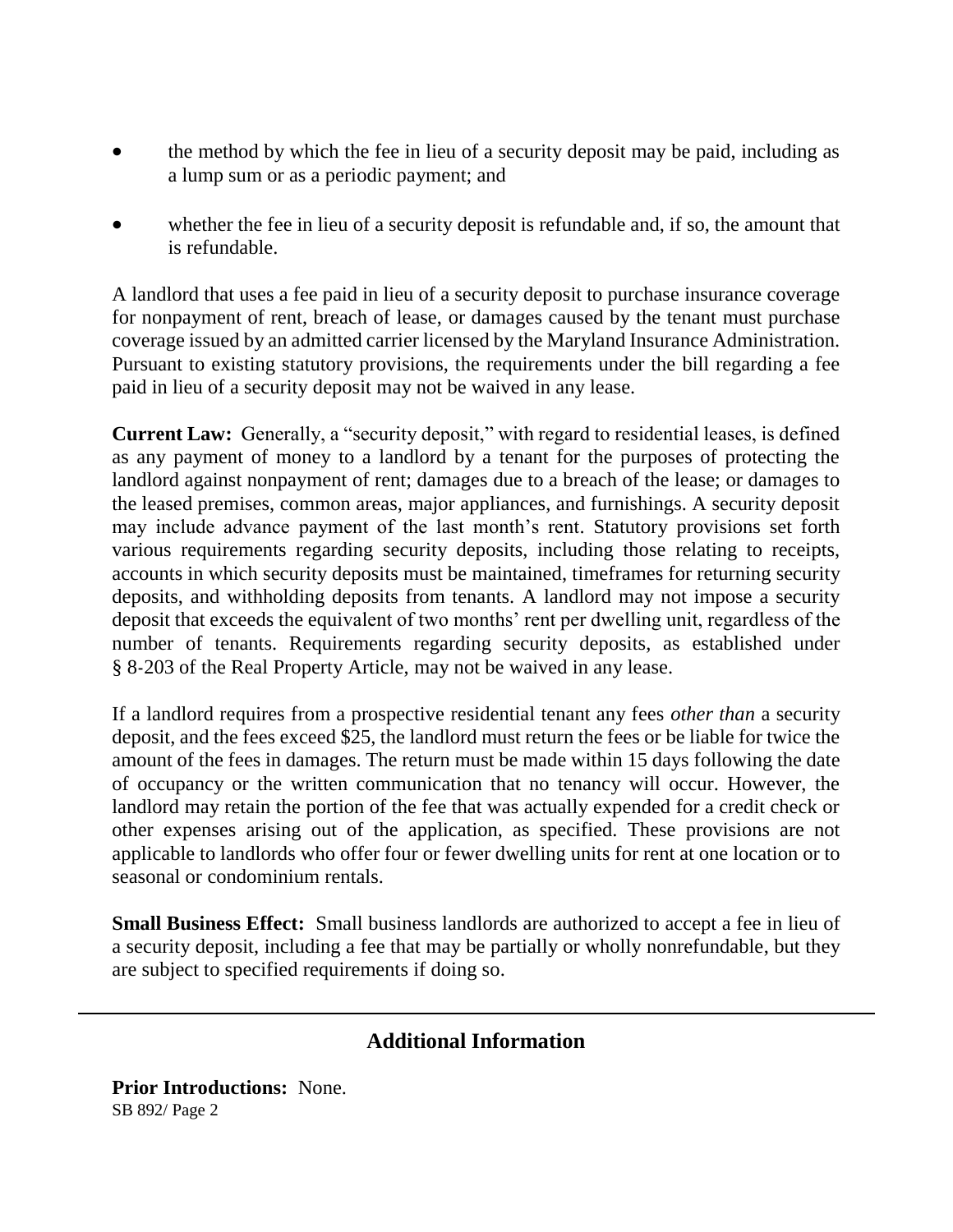- the method by which the fee in lieu of a security deposit may be paid, including as a lump sum or as a periodic payment; and
- whether the fee in lieu of a security deposit is refundable and, if so, the amount that is refundable.

A landlord that uses a fee paid in lieu of a security deposit to purchase insurance coverage for nonpayment of rent, breach of lease, or damages caused by the tenant must purchase coverage issued by an admitted carrier licensed by the Maryland Insurance Administration. Pursuant to existing statutory provisions, the requirements under the bill regarding a fee paid in lieu of a security deposit may not be waived in any lease.

**Current Law:** Generally, a "security deposit," with regard to residential leases, is defined as any payment of money to a landlord by a tenant for the purposes of protecting the landlord against nonpayment of rent; damages due to a breach of the lease; or damages to the leased premises, common areas, major appliances, and furnishings. A security deposit may include advance payment of the last month's rent. Statutory provisions set forth various requirements regarding security deposits, including those relating to receipts, accounts in which security deposits must be maintained, timeframes for returning security deposits, and withholding deposits from tenants. A landlord may not impose a security deposit that exceeds the equivalent of two months' rent per dwelling unit, regardless of the number of tenants. Requirements regarding security deposits, as established under § 8-203 of the Real Property Article, may not be waived in any lease.

If a landlord requires from a prospective residential tenant any fees *other than* a security deposit, and the fees exceed $25, the landlord must return the fees or be liable for twice the amount of the fees in damages. The return must be made within 15 days following the date of occupancy or the written communication that no tenancy will occur. However, the landlord may retain the portion of the fee that was actually expended for a credit check or other expenses arising out of the application, as specified. These provisions are not applicable to landlords who offer four or fewer dwelling units for rent at one location or to seasonal or condominium rentals.

**Small Business Effect:** Small business landlords are authorized to accept a fee in lieu of a security deposit, including a fee that may be partially or wholly nonrefundable, but they are subject to specified requirements if doing so.

## Additional Information

**Prior Introductions:** None.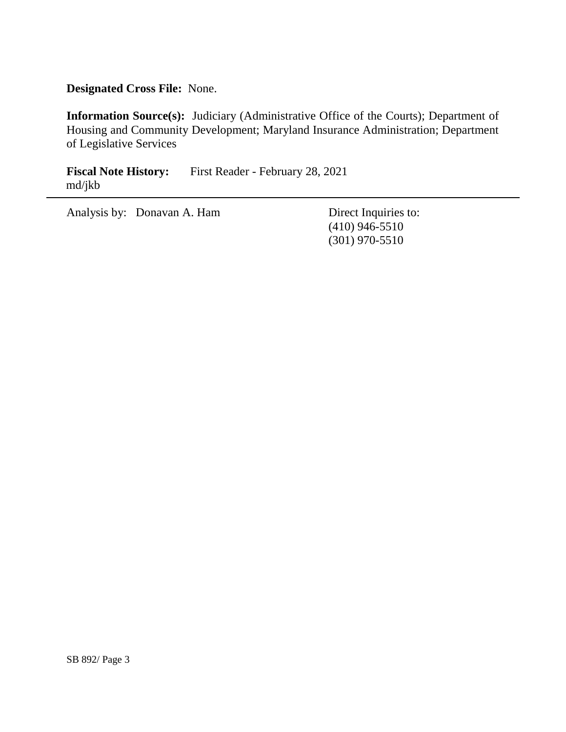**Designated Cross File:** None.

**Information Source(s):** Judiciary (Administrative Office of the Courts); Department of Housing and Community Development; Maryland Insurance Administration; Department of Legislative Services

**Fiscal Note History:** First Reader - February 28, 2021
md/jkb

---

Analysis by: Donavan A. Ham

Direct Inquiries to:
(410) 946-5510
(301) 970-5510